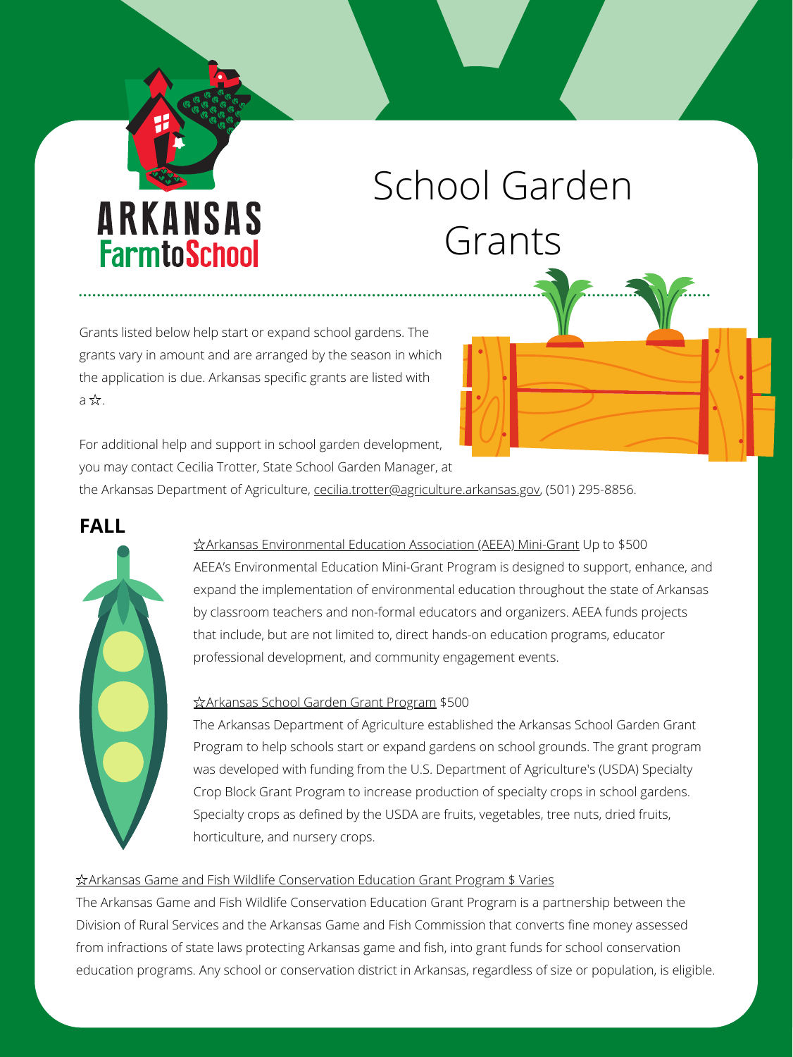ARKANSAS
FarmtoSchool

# School Garden Grants

Grants listed below help start or expand school gardens. The grants vary in amount and are arranged by the season in which the application is due. Arkansas specific grants are listed with a ☆.

For additional help and support in school garden development, you may contact Cecilia Trotter, State School Garden Manager, at the Arkansas Department of Agriculture, cecilia.trotter@agriculture.arkansas.gov, (501) 295-8856.

## FALL

☆Arkansas Environmental Education Association (AEEA) Mini-Grant Up to $500
AEEA's Environmental Education Mini-Grant Program is designed to support, enhance, and expand the implementation of environmental education throughout the state of Arkansas by classroom teachers and non-formal educators and organizers. AEEA funds projects that include, but are not limited to, direct hands-on education programs, educator professional development, and community engagement events.

☆Arkansas School Garden Grant Program $500
The Arkansas Department of Agriculture established the Arkansas School Garden Grant Program to help schools start or expand gardens on school grounds. The grant program was developed with funding from the U.S. Department of Agriculture's (USDA) Specialty Crop Block Grant Program to increase production of specialty crops in school gardens. Specialty crops as defined by the USDA are fruits, vegetables, tree nuts, dried fruits, horticulture, and nursery crops.

☆Arkansas Game and Fish Wildlife Conservation Education Grant Program $ Varies
The Arkansas Game and Fish Wildlife Conservation Education Grant Program is a partnership between the Division of Rural Services and the Arkansas Game and Fish Commission that converts fine money assessed from infractions of state laws protecting Arkansas game and fish, into grant funds for school conservation education programs. Any school or conservation district in Arkansas, regardless of size or population, is eligible.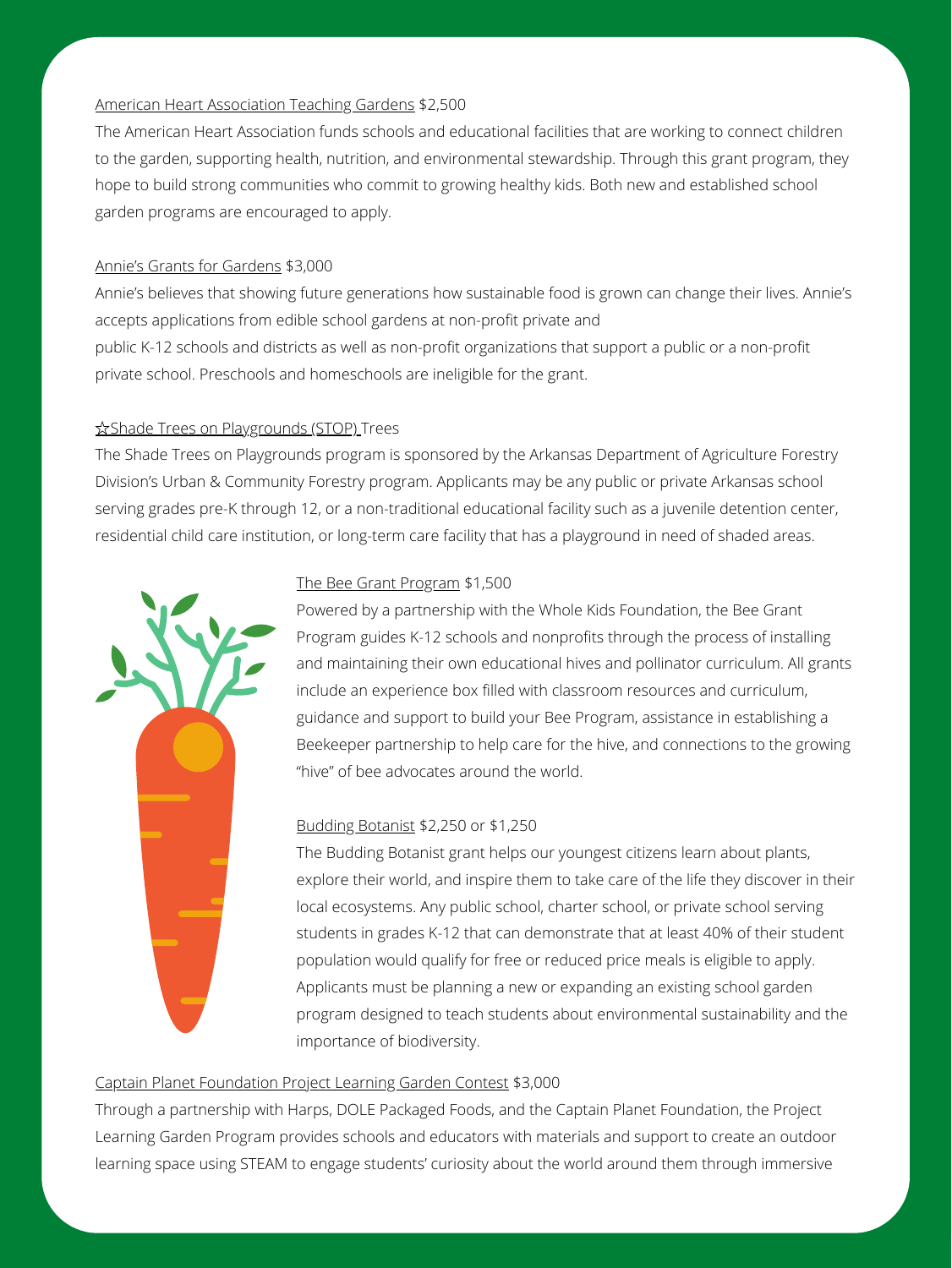American Heart Association Teaching Gardens $2,500

The American Heart Association funds schools and educational facilities that are working to connect children to the garden, supporting health, nutrition, and environmental stewardship. Through this grant program, they hope to build strong communities who commit to growing healthy kids. Both new and established school garden programs are encouraged to apply.

Annie's Grants for Gardens $3,000

Annie's believes that showing future generations how sustainable food is grown can change their lives. Annie's accepts applications from edible school gardens at non-profit private and public K-12 schools and districts as well as non-profit organizations that support a public or a non-profit private school. Preschools and homeschools are ineligible for the grant.

☆Shade Trees on Playgrounds (STOP) Trees

The Shade Trees on Playgrounds program is sponsored by the Arkansas Department of Agriculture Forestry Division's Urban & Community Forestry program. Applicants may be any public or private Arkansas school serving grades pre-K through 12, or a non-traditional educational facility such as a juvenile detention center, residential child care institution, or long-term care facility that has a playground in need of shaded areas.

The Bee Grant Program $1,500

Powered by a partnership with the Whole Kids Foundation, the Bee Grant Program guides K-12 schools and nonprofits through the process of installing and maintaining their own educational hives and pollinator curriculum. All grants include an experience box filled with classroom resources and curriculum, guidance and support to build your Bee Program, assistance in establishing a Beekeeper partnership to help care for the hive, and connections to the growing "hive" of bee advocates around the world.

Budding Botanist $2,250 or $1,250

The Budding Botanist grant helps our youngest citizens learn about plants, explore their world, and inspire them to take care of the life they discover in their local ecosystems. Any public school, charter school, or private school serving students in grades K-12 that can demonstrate that at least 40% of their student population would qualify for free or reduced price meals is eligible to apply. Applicants must be planning a new or expanding an existing school garden program designed to teach students about environmental sustainability and the importance of biodiversity.

Captain Planet Foundation Project Learning Garden Contest $3,000

Through a partnership with Harps, DOLE Packaged Foods, and the Captain Planet Foundation, the Project Learning Garden Program provides schools and educators with materials and support to create an outdoor learning space using STEAM to engage students' curiosity about the world around them through immersive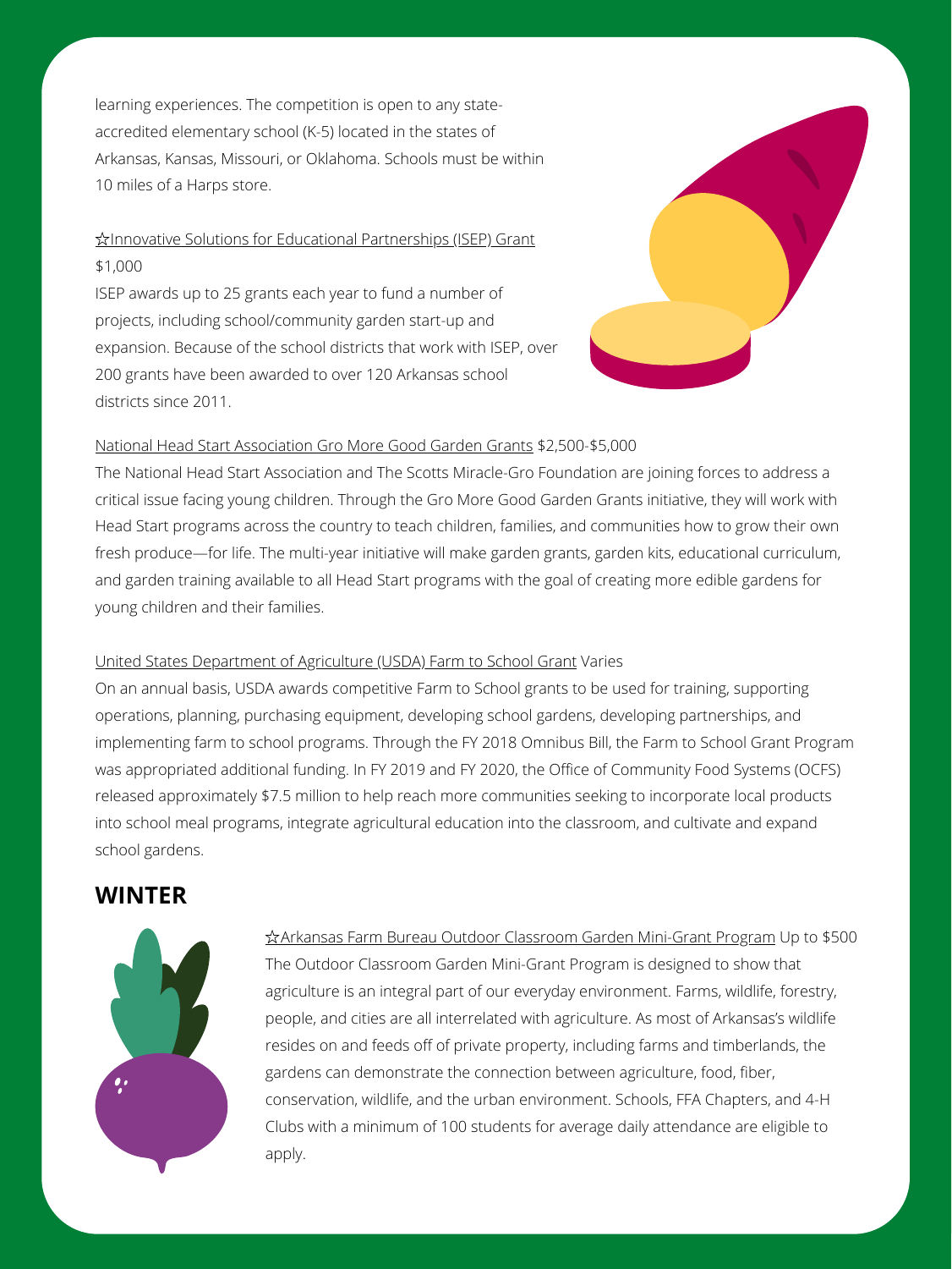learning experiences. The competition is open to any state-accredited elementary school (K-5) located in the states of Arkansas, Kansas, Missouri, or Oklahoma. Schools must be within 10 miles of a Harps store.

☆Innovative Solutions for Educational Partnerships (ISEP) Grant
$1,000
ISEP awards up to 25 grants each year to fund a number of projects, including school/community garden start-up and expansion. Because of the school districts that work with ISEP, over 200 grants have been awarded to over 120 Arkansas school districts since 2011.

National Head Start Association Gro More Good Garden Grants $2,500-$5,000
The National Head Start Association and The Scotts Miracle-Gro Foundation are joining forces to address a critical issue facing young children. Through the Gro More Good Garden Grants initiative, they will work with Head Start programs across the country to teach children, families, and communities how to grow their own fresh produce—for life. The multi-year initiative will make garden grants, garden kits, educational curriculum, and garden training available to all Head Start programs with the goal of creating more edible gardens for young children and their families.

United States Department of Agriculture (USDA) Farm to School Grant Varies
On an annual basis, USDA awards competitive Farm to School grants to be used for training, supporting operations, planning, purchasing equipment, developing school gardens, developing partnerships, and implementing farm to school programs. Through the FY 2018 Omnibus Bill, the Farm to School Grant Program was appropriated additional funding. In FY 2019 and FY 2020, the Office of Community Food Systems (OCFS) released approximately $7.5 million to help reach more communities seeking to incorporate local products into school meal programs, integrate agricultural education into the classroom, and cultivate and expand school gardens.

## WINTER

☆Arkansas Farm Bureau Outdoor Classroom Garden Mini-Grant Program Up to $500
The Outdoor Classroom Garden Mini-Grant Program is designed to show that agriculture is an integral part of our everyday environment. Farms, wildlife, forestry, people, and cities are all interrelated with agriculture. As most of Arkansas's wildlife resides on and feeds off of private property, including farms and timberlands, the gardens can demonstrate the connection between agriculture, food, fiber, conservation, wildlife, and the urban environment. Schools, FFA Chapters, and 4-H Clubs with a minimum of 100 students for average daily attendance are eligible to apply.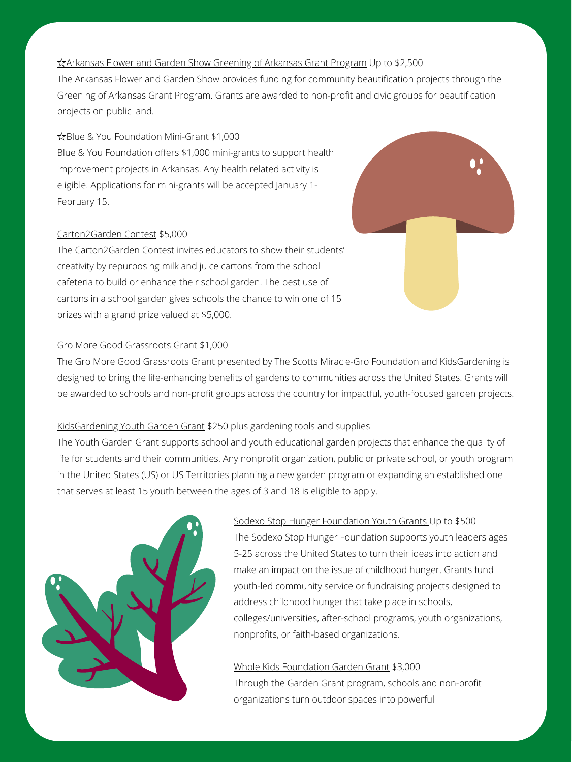☆Arkansas Flower and Garden Show Greening of Arkansas Grant Program Up to $2,500

The Arkansas Flower and Garden Show provides funding for community beautification projects through the Greening of Arkansas Grant Program. Grants are awarded to non-profit and civic groups for beautification projects on public land.

☆Blue & You Foundation Mini-Grant $1,000

Blue & You Foundation offers $1,000 mini-grants to support health improvement projects in Arkansas. Any health related activity is eligible. Applications for mini-grants will be accepted January 1-February 15.

Carton2Garden Contest $5,000

The Carton2Garden Contest invites educators to show their students' creativity by repurposing milk and juice cartons from the school cafeteria to build or enhance their school garden. The best use of cartons in a school garden gives schools the chance to win one of 15 prizes with a grand prize valued at $5,000.

Gro More Good Grassroots Grant $1,000

The Gro More Good Grassroots Grant presented by The Scotts Miracle-Gro Foundation and KidsGardening is designed to bring the life-enhancing benefits of gardens to communities across the United States. Grants will be awarded to schools and non-profit groups across the country for impactful, youth-focused garden projects.

KidsGardening Youth Garden Grant $250 plus gardening tools and supplies

The Youth Garden Grant supports school and youth educational garden projects that enhance the quality of life for students and their communities. Any nonprofit organization, public or private school, or youth program in the United States (US) or US Territories planning a new garden program or expanding an established one that serves at least 15 youth between the ages of 3 and 18 is eligible to apply.

Sodexo Stop Hunger Foundation Youth Grants Up to $500

The Sodexo Stop Hunger Foundation supports youth leaders ages 5-25 across the United States to turn their ideas into action and make an impact on the issue of childhood hunger. Grants fund youth-led community service or fundraising projects designed to address childhood hunger that take place in schools, colleges/universities, after-school programs, youth organizations, nonprofits, or faith-based organizations.

Whole Kids Foundation Garden Grant $3,000

Through the Garden Grant program, schools and non-profit organizations turn outdoor spaces into powerful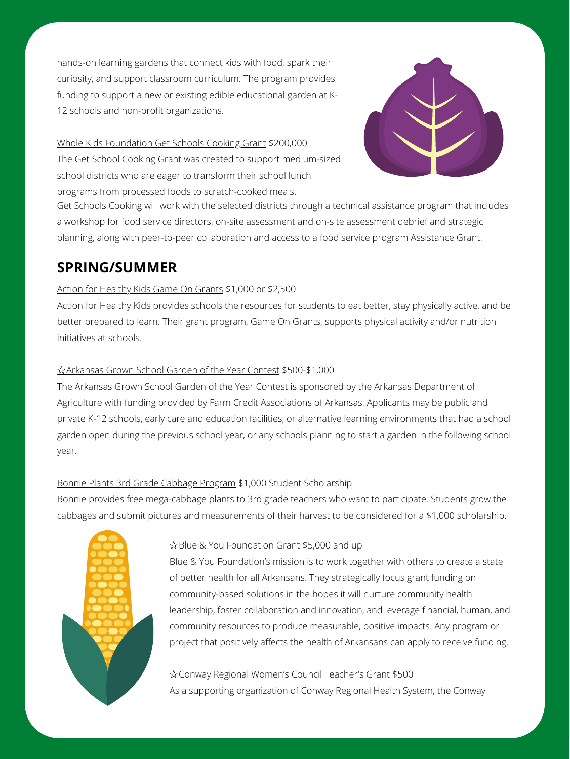hands-on learning gardens that connect kids with food, spark their curiosity, and support classroom curriculum. The program provides funding to support a new or existing edible educational garden at K-12 schools and non-profit organizations.

Whole Kids Foundation Get Schools Cooking Grant $200,000
The Get School Cooking Grant was created to support medium-sized school districts who are eager to transform their school lunch programs from processed foods to scratch-cooked meals. Get Schools Cooking will work with the selected districts through a technical assistance program that includes a workshop for food service directors, on-site assessment and on-site assessment debrief and strategic planning, along with peer-to-peer collaboration and access to a food service program Assistance Grant.

## SPRING/SUMMER

Action for Healthy Kids Game On Grants $1,000 or $2,500
Action for Healthy Kids provides schools the resources for students to eat better, stay physically active, and be better prepared to learn. Their grant program, Game On Grants, supports physical activity and/or nutrition initiatives at schools.

☆Arkansas Grown School Garden of the Year Contest $500-$1,000
The Arkansas Grown School Garden of the Year Contest is sponsored by the Arkansas Department of Agriculture with funding provided by Farm Credit Associations of Arkansas. Applicants may be public and private K-12 schools, early care and education facilities, or alternative learning environments that had a school garden open during the previous school year, or any schools planning to start a garden in the following school year.

Bonnie Plants 3rd Grade Cabbage Program $1,000 Student Scholarship
Bonnie provides free mega-cabbage plants to 3rd grade teachers who want to participate. Students grow the cabbages and submit pictures and measurements of their harvest to be considered for a $1,000 scholarship.

☆Blue & You Foundation Grant $5,000 and up
Blue & You Foundation's mission is to work together with others to create a state of better health for all Arkansans. They strategically focus grant funding on community-based solutions in the hopes it will nurture community health leadership, foster collaboration and innovation, and leverage financial, human, and community resources to produce measurable, positive impacts. Any program or project that positively affects the health of Arkansans can apply to receive funding.

☆Conway Regional Women's Council Teacher's Grant $500
As a supporting organization of Conway Regional Health System, the Conway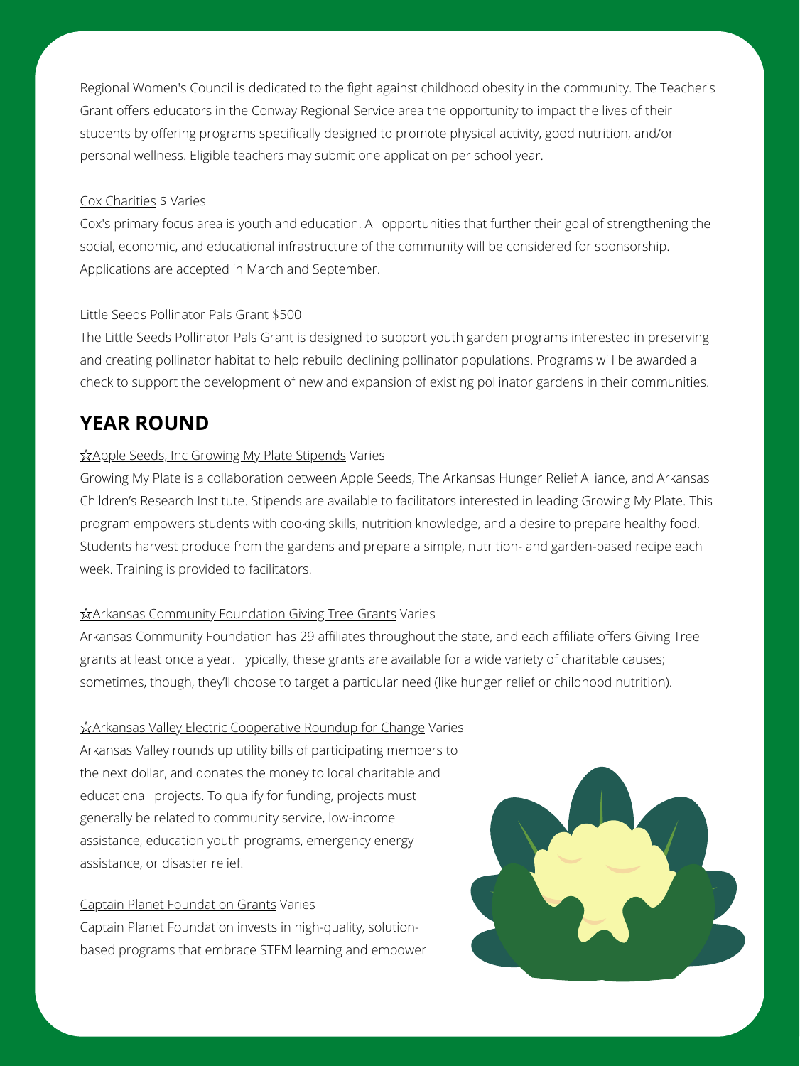Regional Women's Council is dedicated to the fight against childhood obesity in the community. The Teacher's Grant offers educators in the Conway Regional Service area the opportunity to impact the lives of their students by offering programs specifically designed to promote physical activity, good nutrition, and/or personal wellness. Eligible teachers may submit one application per school year.

Cox Charities $ Varies
Cox's primary focus area is youth and education. All opportunities that further their goal of strengthening the social, economic, and educational infrastructure of the community will be considered for sponsorship. Applications are accepted in March and September.

Little Seeds Pollinator Pals Grant $500
The Little Seeds Pollinator Pals Grant is designed to support youth garden programs interested in preserving and creating pollinator habitat to help rebuild declining pollinator populations. Programs will be awarded a check to support the development of new and expansion of existing pollinator gardens in their communities.

## YEAR ROUND

☆Apple Seeds, Inc Growing My Plate Stipends Varies
Growing My Plate is a collaboration between Apple Seeds, The Arkansas Hunger Relief Alliance, and Arkansas Children's Research Institute. Stipends are available to facilitators interested in leading Growing My Plate. This program empowers students with cooking skills, nutrition knowledge, and a desire to prepare healthy food. Students harvest produce from the gardens and prepare a simple, nutrition- and garden-based recipe each week. Training is provided to facilitators.

☆Arkansas Community Foundation Giving Tree Grants Varies
Arkansas Community Foundation has 29 affiliates throughout the state, and each affiliate offers Giving Tree grants at least once a year. Typically, these grants are available for a wide variety of charitable causes; sometimes, though, they'll choose to target a particular need (like hunger relief or childhood nutrition).

☆Arkansas Valley Electric Cooperative Roundup for Change Varies
Arkansas Valley rounds up utility bills of participating members to the next dollar, and donates the money to local charitable and educational projects. To qualify for funding, projects must generally be related to community service, low-income assistance, education youth programs, emergency energy assistance, or disaster relief.

Captain Planet Foundation Grants Varies
Captain Planet Foundation invests in high-quality, solution-based programs that embrace STEM learning and empower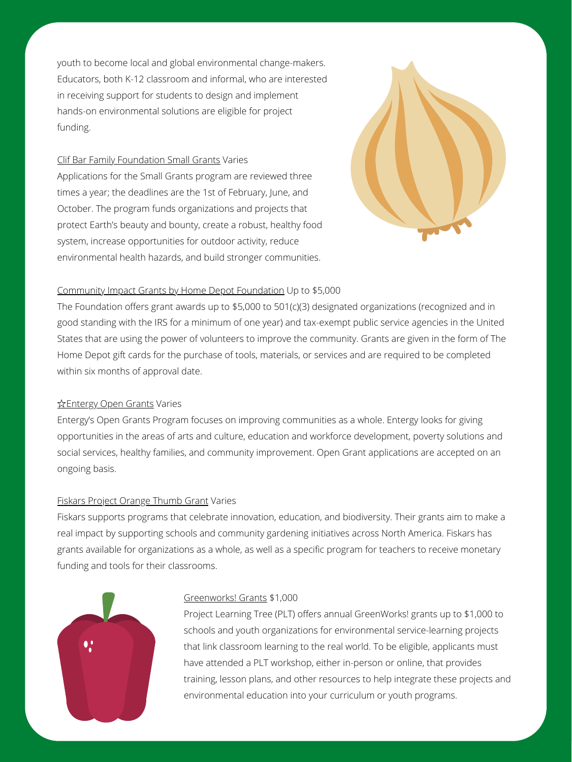youth to become local and global environmental change-makers. Educators, both K-12 classroom and informal, who are interested in receiving support for students to design and implement hands-on environmental solutions are eligible for project funding.

Clif Bar Family Foundation Small Grants Varies

Applications for the Small Grants program are reviewed three times a year; the deadlines are the 1st of February, June, and October. The program funds organizations and projects that protect Earth's beauty and bounty, create a robust, healthy food system, increase opportunities for outdoor activity, reduce environmental health hazards, and build stronger communities.

Community Impact Grants by Home Depot Foundation Up to $5,000

The Foundation offers grant awards up to $5,000 to 501(c)(3) designated organizations (recognized and in good standing with the IRS for a minimum of one year) and tax-exempt public service agencies in the United States that are using the power of volunteers to improve the community. Grants are given in the form of The Home Depot gift cards for the purchase of tools, materials, or services and are required to be completed within six months of approval date.

☆Entergy Open Grants Varies

Entergy's Open Grants Program focuses on improving communities as a whole. Entergy looks for giving opportunities in the areas of arts and culture, education and workforce development, poverty solutions and social services, healthy families, and community improvement. Open Grant applications are accepted on an ongoing basis.

Fiskars Project Orange Thumb Grant Varies

Fiskars supports programs that celebrate innovation, education, and biodiversity. Their grants aim to make a real impact by supporting schools and community gardening initiatives across North America. Fiskars has grants available for organizations as a whole, as well as a specific program for teachers to receive monetary funding and tools for their classrooms.

Greenworks! Grants $1,000

Project Learning Tree (PLT) offers annual GreenWorks! grants up to $1,000 to schools and youth organizations for environmental service-learning projects that link classroom learning to the real world. To be eligible, applicants must have attended a PLT workshop, either in-person or online, that provides training, lesson plans, and other resources to help integrate these projects and environmental education into your curriculum or youth programs.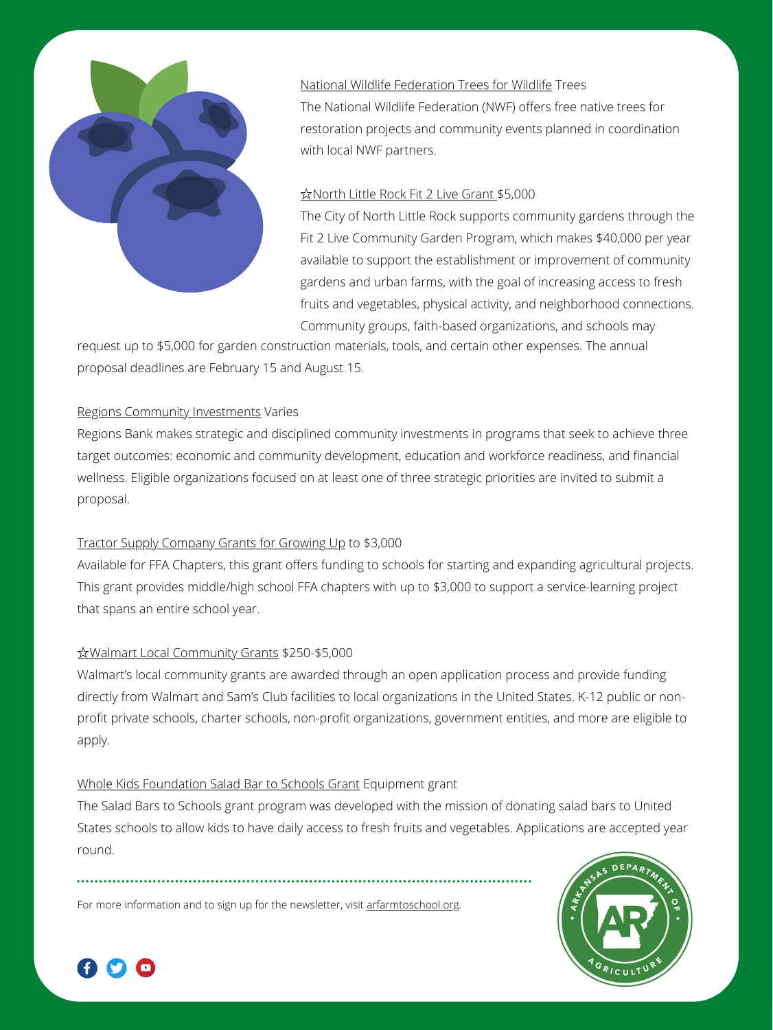National Wildlife Federation Trees for Wildlife Trees

The National Wildlife Federation (NWF) offers free native trees for restoration projects and community events planned in coordination with local NWF partners.

☆North Little Rock Fit 2 Live Grant $5,000

The City of North Little Rock supports community gardens through the Fit 2 Live Community Garden Program, which makes $40,000 per year available to support the establishment or improvement of community gardens and urban farms, with the goal of increasing access to fresh fruits and vegetables, physical activity, and neighborhood connections. Community groups, faith-based organizations, and schools may request up to $5,000 for garden construction materials, tools, and certain other expenses. The annual proposal deadlines are February 15 and August 15.

Regions Community Investments Varies

Regions Bank makes strategic and disciplined community investments in programs that seek to achieve three target outcomes: economic and community development, education and workforce readiness, and financial wellness. Eligible organizations focused on at least one of three strategic priorities are invited to submit a proposal.

Tractor Supply Company Grants for Growing Up to $3,000

Available for FFA Chapters, this grant offers funding to schools for starting and expanding agricultural projects. This grant provides middle/high school FFA chapters with up to $3,000 to support a service-learning project that spans an entire school year.

☆Walmart Local Community Grants $250-$5,000

Walmart's local community grants are awarded through an open application process and provide funding directly from Walmart and Sam's Club facilities to local organizations in the United States. K-12 public or non-profit private schools, charter schools, non-profit organizations, government entities, and more are eligible to apply.

Whole Kids Foundation Salad Bar to Schools Grant Equipment grant

The Salad Bars to Schools grant program was developed with the mission of donating salad bars to United States schools to allow kids to have daily access to fresh fruits and vegetables. Applications are accepted year round.

For more information and to sign up for the newsletter, visit arfarmtoschool.org.

ARKANSAS DEPARTMENT OF AGRICULTURE